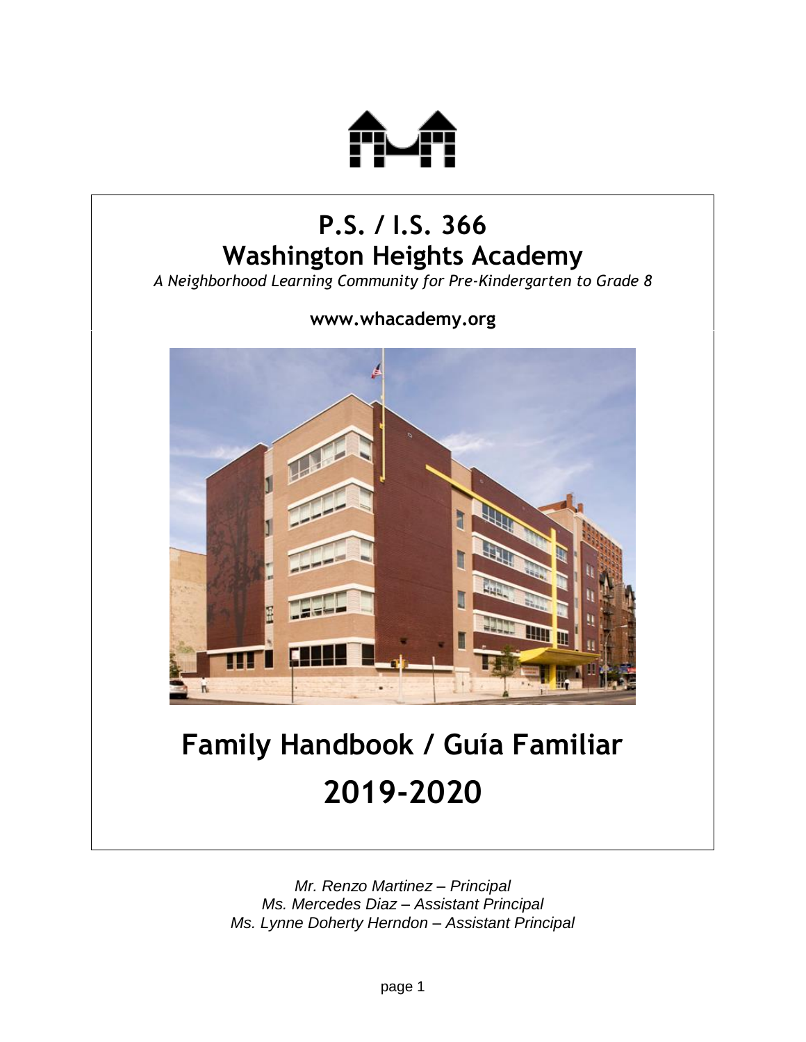# P.S. / I.S. 366
# Washington Heights Academy

*A Neighborhood Learning Community for Pre-Kindergarten to Grade 8*

**www.whacademy.org**

# Family Handbook / Guía Familiar
# 2019-2020

*Mr. Renzo Martinez – Principal*
*Ms. Mercedes Diaz – Assistant Principal*
*Ms. Lynne Doherty Herndon – Assistant Principal*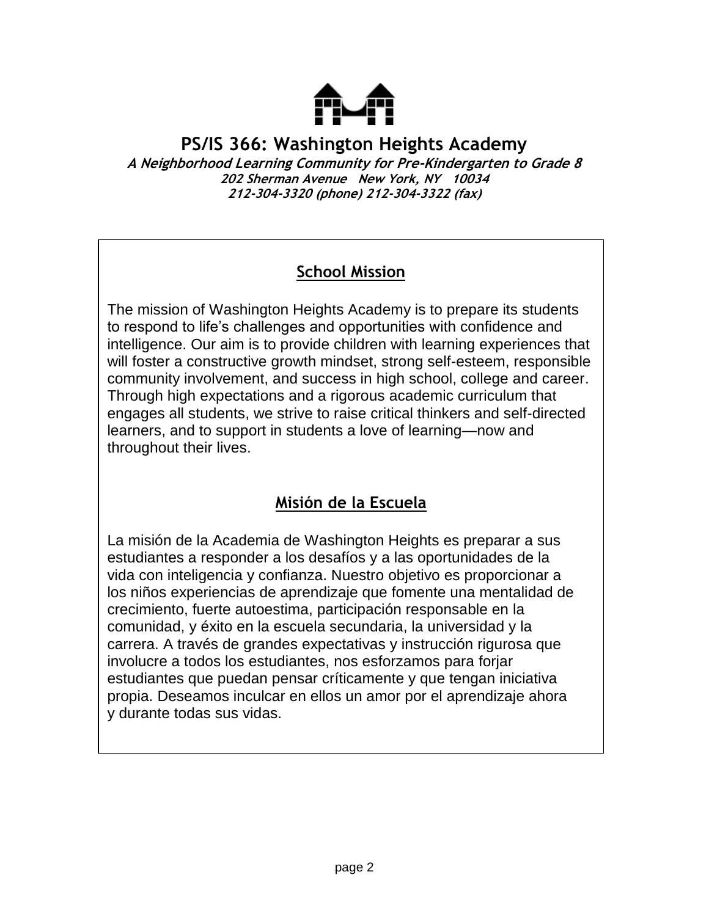# PS/IS 366: Washington Heights Academy

***A Neighborhood Learning Community for Pre-Kindergarten to Grade 8***
***202 Sherman Avenue New York, NY 10034***
***212-304-3320 (phone) 212-304-3322 (fax)***

## School Mission

The mission of Washington Heights Academy is to prepare its students to respond to life's challenges and opportunities with confidence and intelligence. Our aim is to provide children with learning experiences that will foster a constructive growth mindset, strong self-esteem, responsible community involvement, and success in high school, college and career. Through high expectations and a rigorous academic curriculum that engages all students, we strive to raise critical thinkers and self-directed learners, and to support in students a love of learning—now and throughout their lives.

## Misión de la Escuela

La misión de la Academia de Washington Heights es preparar a sus estudiantes a responder a los desafíos y a las oportunidades de la vida con inteligencia y confianza. Nuestro objetivo es proporcionar a los niños experiencias de aprendizaje que fomente una mentalidad de crecimiento, fuerte autoestima, participación responsable en la comunidad, y éxito en la escuela secundaria, la universidad y la carrera. A través de grandes expectativas y instrucción rigurosa que involucre a todos los estudiantes, nos esforzamos para forjar estudiantes que puedan pensar críticamente y que tengan iniciativa propia. Deseamos inculcar en ellos un amor por el aprendizaje ahora y durante todas sus vidas.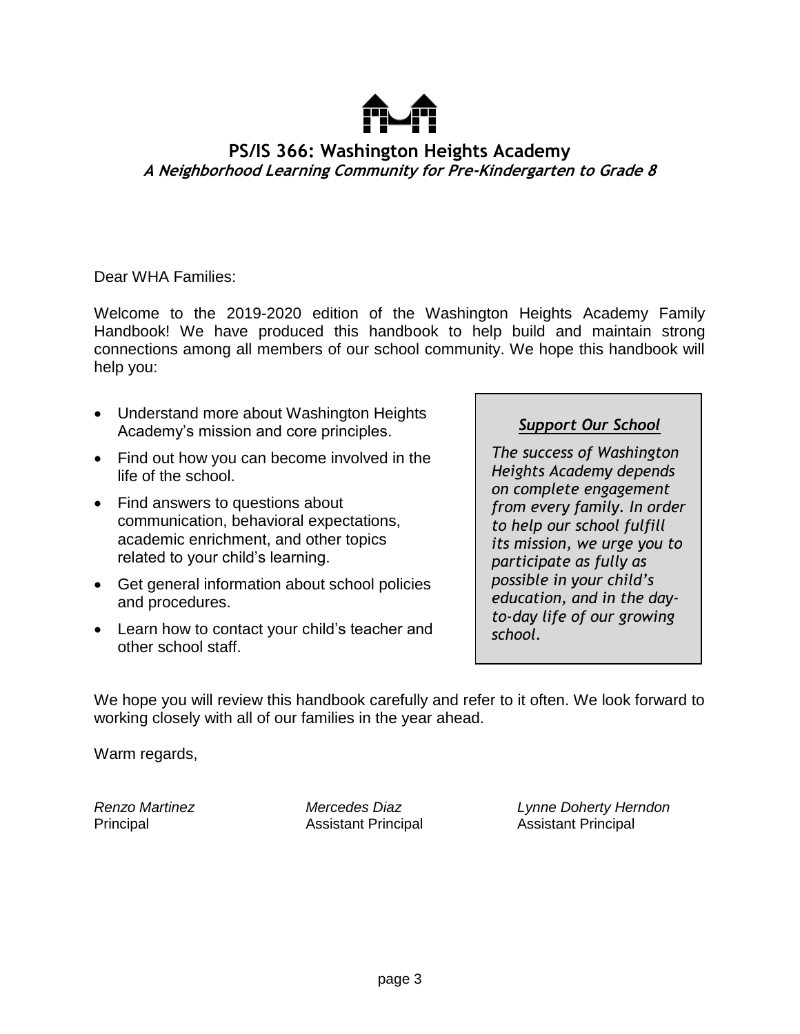# PS/IS 366: Washington Heights Academy

***A Neighborhood Learning Community for Pre-Kindergarten to Grade 8***

Dear WHA Families:

Welcome to the 2019-2020 edition of the Washington Heights Academy Family Handbook! We have produced this handbook to help build and maintain strong connections among all members of our school community. We hope this handbook will help you:

- Understand more about Washington Heights Academy's mission and core principles.
- Find out how you can become involved in the life of the school.
- Find answers to questions about communication, behavioral expectations, academic enrichment, and other topics related to your child's learning.
- Get general information about school policies and procedures.
- Learn how to contact your child's teacher and other school staff.

> ***Support Our School***
>
> *The success of Washington Heights Academy depends on complete engagement from every family. In order to help our school fulfill its mission, we urge you to participate as fully as possible in your child's education, and in the day-to-day life of our growing school.*

We hope you will review this handbook carefully and refer to it often. We look forward to working closely with all of our families in the year ahead.

Warm regards,

*Renzo Martinez*
Principal

*Mercedes Diaz*
Assistant Principal

*Lynne Doherty Herndon*
Assistant Principal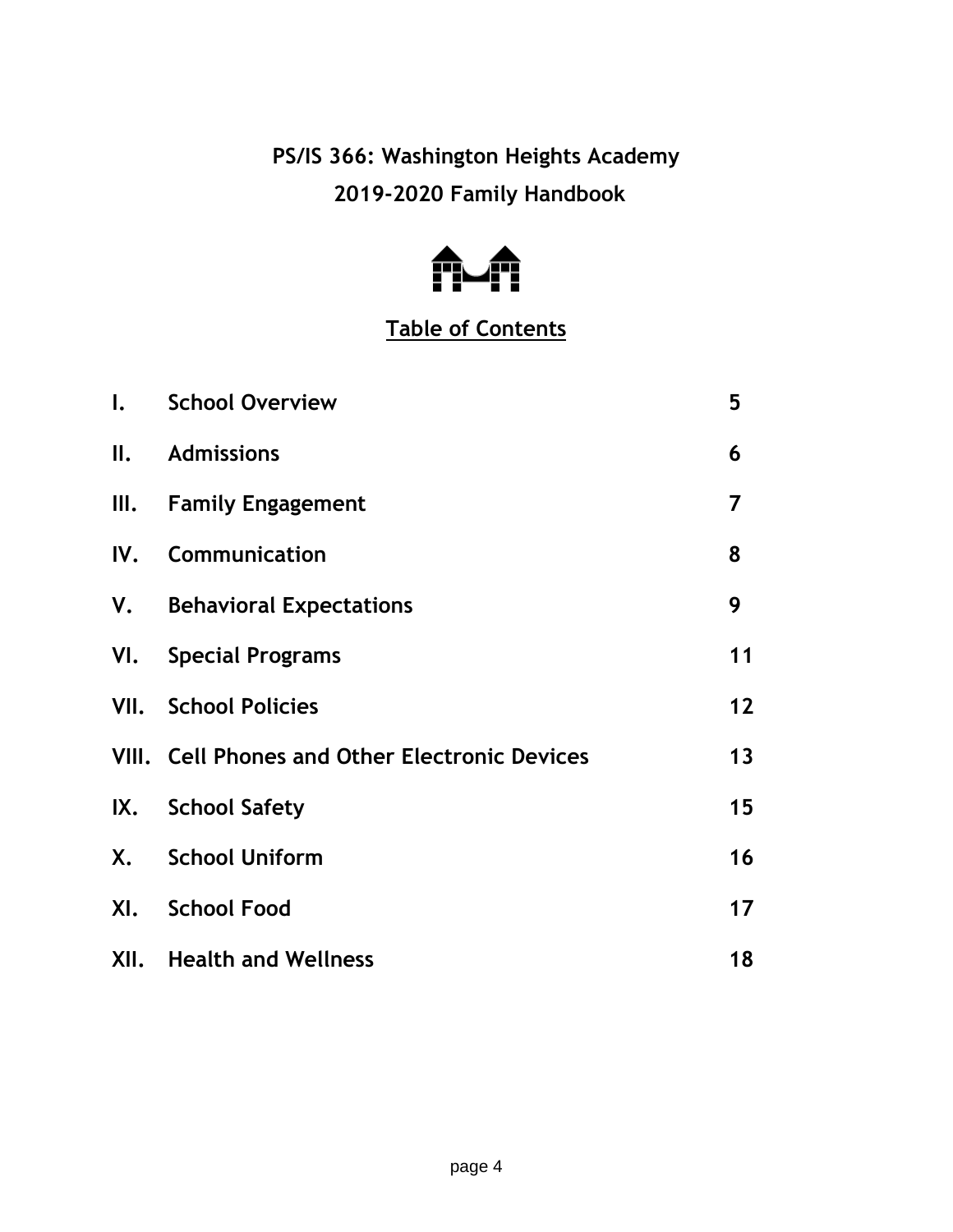# PS/IS 366: Washington Heights Academy
# 2019-2020 Family Handbook

## Table of Contents

| | | |
|---|---|---|
| I. | School Overview | 5 |
| II. | Admissions | 6 |
| III. | Family Engagement | 7 |
| IV. | Communication | 8 |
| V. | Behavioral Expectations | 9 |
| VI. | Special Programs | 11 |
| VII. | School Policies | 12 |
| VIII. | Cell Phones and Other Electronic Devices | 13 |
| IX. | School Safety | 15 |
| X. | School Uniform | 16 |
| XI. | School Food | 17 |
| XII. | Health and Wellness | 18 |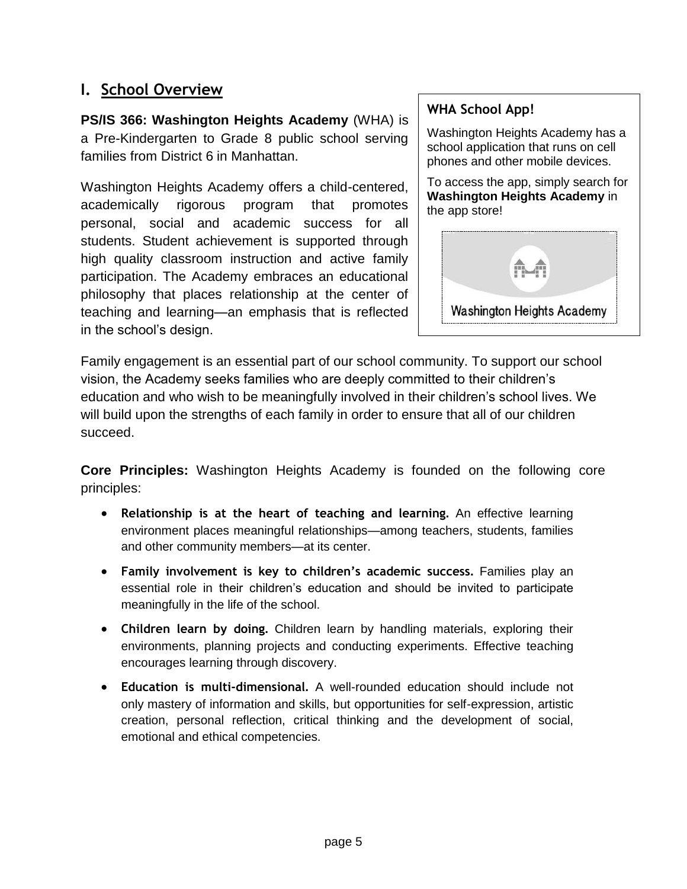## I. School Overview

**PS/IS 366: Washington Heights Academy** (WHA) is a Pre-Kindergarten to Grade 8 public school serving families from District 6 in Manhattan.

Washington Heights Academy offers a child-centered, academically rigorous program that promotes personal, social and academic success for all students. Student achievement is supported through high quality classroom instruction and active family participation. The Academy embraces an educational philosophy that places relationship at the center of teaching and learning—an emphasis that is reflected in the school's design.

> **WHA School App!**
>
> Washington Heights Academy has a school application that runs on cell phones and other mobile devices.
>
> To access the app, simply search for **Washington Heights Academy** in the app store!

Family engagement is an essential part of our school community. To support our school vision, the Academy seeks families who are deeply committed to their children's education and who wish to be meaningfully involved in their children's school lives. We will build upon the strengths of each family in order to ensure that all of our children succeed.

**Core Principles:** Washington Heights Academy is founded on the following core principles:

- **Relationship is at the heart of teaching and learning.** An effective learning environment places meaningful relationships—among teachers, students, families and other community members—at its center.
- **Family involvement is key to children's academic success.** Families play an essential role in their children's education and should be invited to participate meaningfully in the life of the school.
- **Children learn by doing.** Children learn by handling materials, exploring their environments, planning projects and conducting experiments. Effective teaching encourages learning through discovery.
- **Education is multi-dimensional.** A well-rounded education should include not only mastery of information and skills, but opportunities for self-expression, artistic creation, personal reflection, critical thinking and the development of social, emotional and ethical competencies.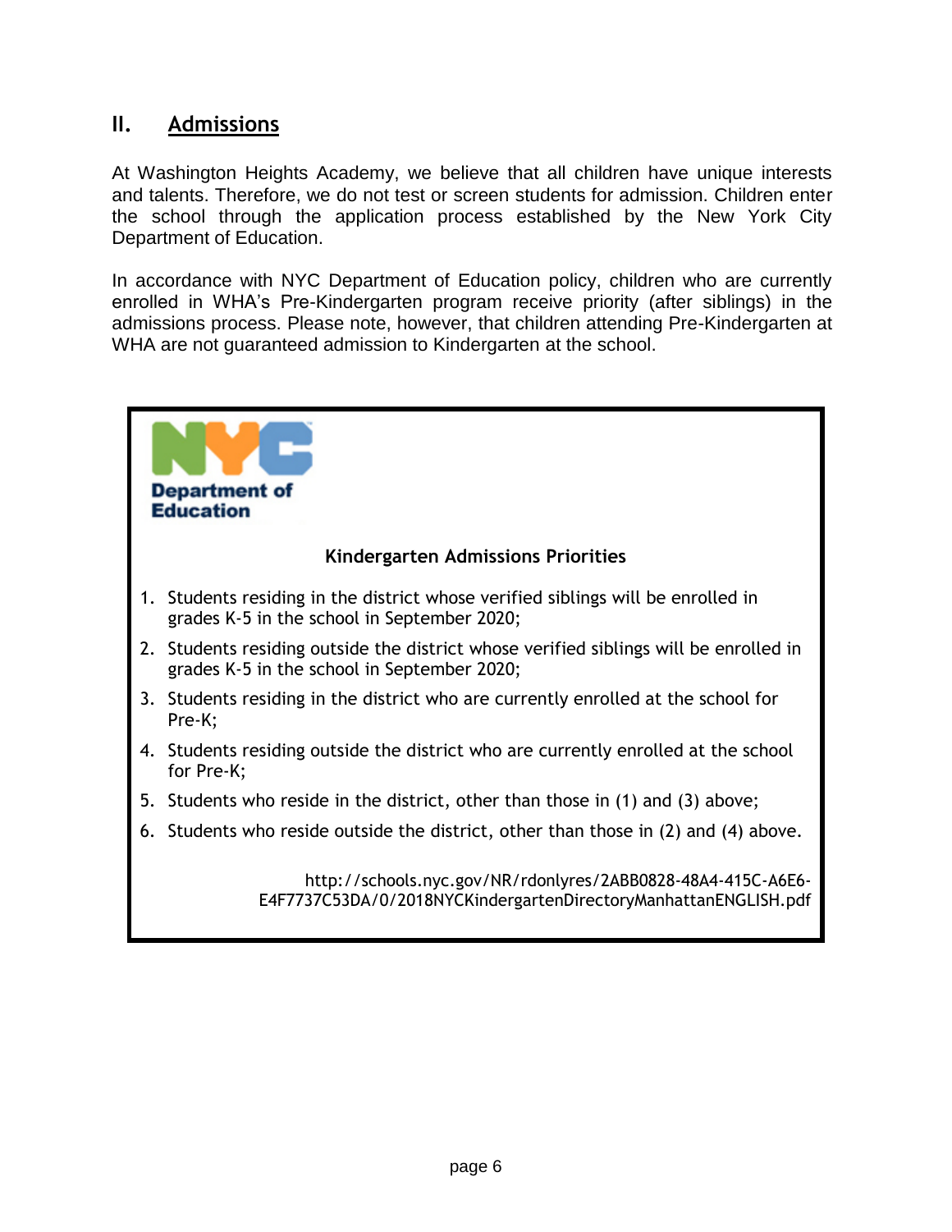## II. Admissions

At Washington Heights Academy, we believe that all children have unique interests and talents. Therefore, we do not test or screen students for admission. Children enter the school through the application process established by the New York City Department of Education.

In accordance with NYC Department of Education policy, children who are currently enrolled in WHA's Pre-Kindergarten program receive priority (after siblings) in the admissions process. Please note, however, that children attending Pre-Kindergarten at WHA are not guaranteed admission to Kindergarten at the school.

NYC Department of Education

**Kindergarten Admissions Priorities**

1. Students residing in the district whose verified siblings will be enrolled in grades K-5 in the school in September 2020;
2. Students residing outside the district whose verified siblings will be enrolled in grades K-5 in the school in September 2020;
3. Students residing in the district who are currently enrolled at the school for Pre-K;
4. Students residing outside the district who are currently enrolled at the school for Pre-K;
5. Students who reside in the district, other than those in (1) and (3) above;
6. Students who reside outside the district, other than those in (2) and (4) above.

http://schools.nyc.gov/NR/rdonlyres/2ABB0828-48A4-415C-A6E6-E4F7737C53DA/0/2018NYCKindergartenDirectoryManhattanENGLISH.pdf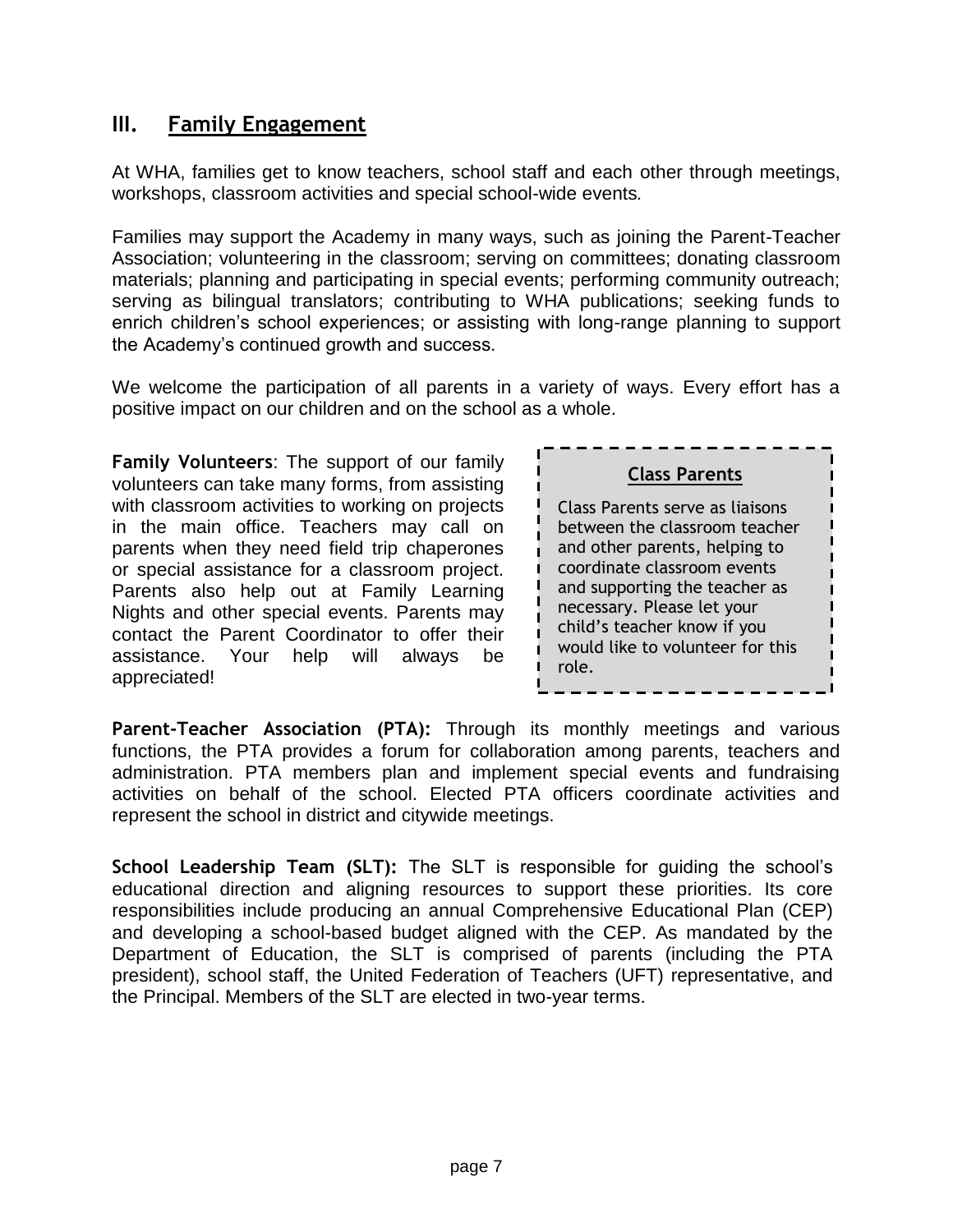## III. Family Engagement

At WHA, families get to know teachers, school staff and each other through meetings, workshops, classroom activities and special school-wide events.

Families may support the Academy in many ways, such as joining the Parent-Teacher Association; volunteering in the classroom; serving on committees; donating classroom materials; planning and participating in special events; performing community outreach; serving as bilingual translators; contributing to WHA publications; seeking funds to enrich children's school experiences; or assisting with long-range planning to support the Academy's continued growth and success.

We welcome the participation of all parents in a variety of ways. Every effort has a positive impact on our children and on the school as a whole.

**Family Volunteers**: The support of our family volunteers can take many forms, from assisting with classroom activities to working on projects in the main office. Teachers may call on parents when they need field trip chaperones or special assistance for a classroom project. Parents also help out at Family Learning Nights and other special events. Parents may contact the Parent Coordinator to offer their assistance. Your help will always be appreciated!

**Class Parents**

Class Parents serve as liaisons between the classroom teacher and other parents, helping to coordinate classroom events and supporting the teacher as necessary. Please let your child's teacher know if you would like to volunteer for this role.

**Parent-Teacher Association (PTA):** Through its monthly meetings and various functions, the PTA provides a forum for collaboration among parents, teachers and administration. PTA members plan and implement special events and fundraising activities on behalf of the school. Elected PTA officers coordinate activities and represent the school in district and citywide meetings.

**School Leadership Team (SLT):** The SLT is responsible for guiding the school's educational direction and aligning resources to support these priorities. Its core responsibilities include producing an annual Comprehensive Educational Plan (CEP) and developing a school-based budget aligned with the CEP. As mandated by the Department of Education, the SLT is comprised of parents (including the PTA president), school staff, the United Federation of Teachers (UFT) representative, and the Principal. Members of the SLT are elected in two-year terms.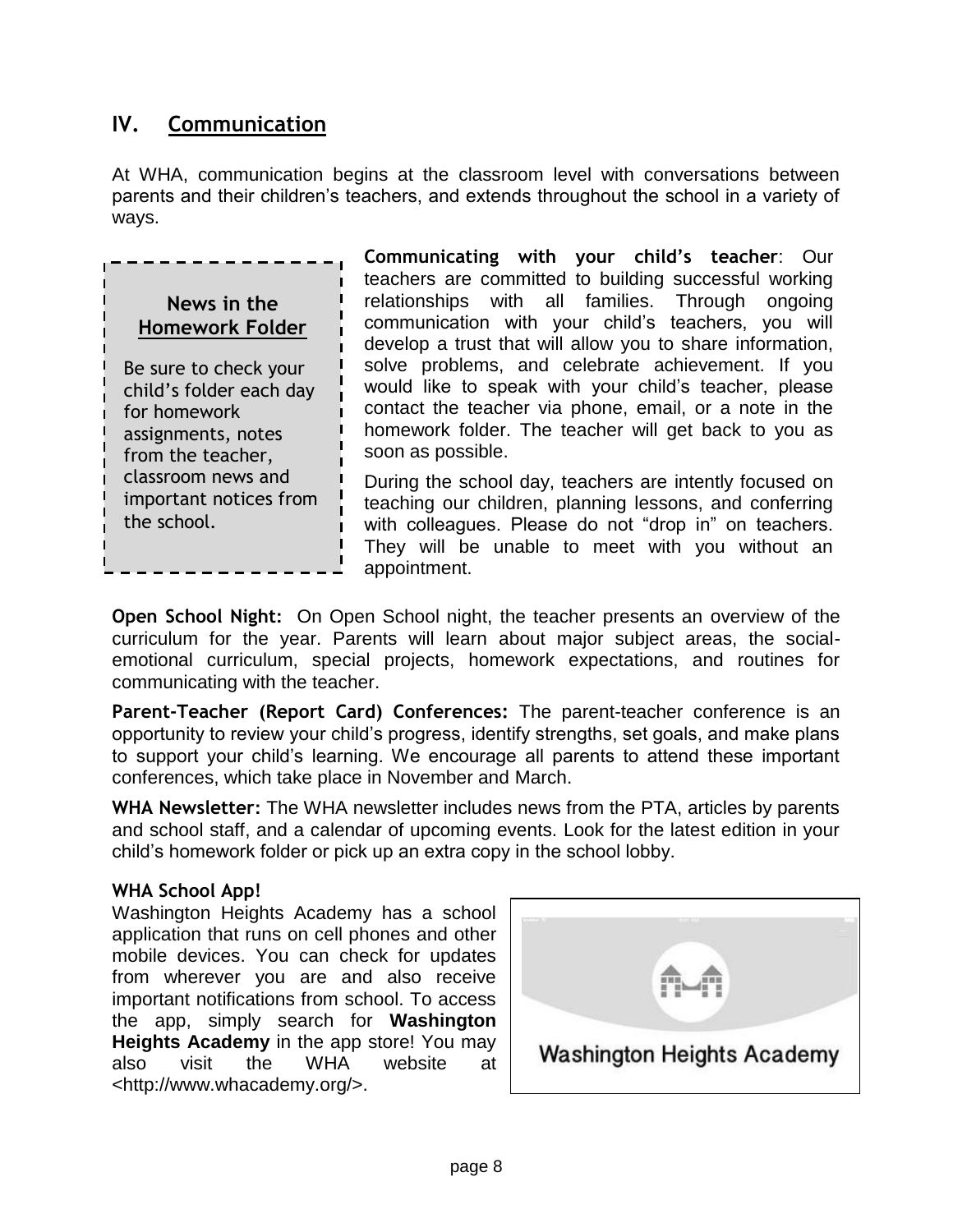## IV. Communication

At WHA, communication begins at the classroom level with conversations between parents and their children's teachers, and extends throughout the school in a variety of ways.

**News in the Homework Folder**

Be sure to check your child's folder each day for homework assignments, notes from the teacher, classroom news and important notices from the school.

**Communicating with your child's teacher**: Our teachers are committed to building successful working relationships with all families. Through ongoing communication with your child's teachers, you will develop a trust that will allow you to share information, solve problems, and celebrate achievement. If you would like to speak with your child's teacher, please contact the teacher via phone, email, or a note in the homework folder. The teacher will get back to you as soon as possible.

During the school day, teachers are intently focused on teaching our children, planning lessons, and conferring with colleagues. Please do not "drop in" on teachers. They will be unable to meet with you without an appointment.

**Open School Night:** On Open School night, the teacher presents an overview of the curriculum for the year. Parents will learn about major subject areas, the social-emotional curriculum, special projects, homework expectations, and routines for communicating with the teacher.

**Parent-Teacher (Report Card) Conferences:** The parent-teacher conference is an opportunity to review your child's progress, identify strengths, set goals, and make plans to support your child's learning. We encourage all parents to attend these important conferences, which take place in November and March.

**WHA Newsletter:** The WHA newsletter includes news from the PTA, articles by parents and school staff, and a calendar of upcoming events. Look for the latest edition in your child's homework folder or pick up an extra copy in the school lobby.

**WHA School App!**

Washington Heights Academy has a school application that runs on cell phones and other mobile devices. You can check for updates from wherever you are and also receive important notifications from school. To access the app, simply search for **Washington Heights Academy** in the app store! You may also visit the WHA website at <http://www.whacademy.org/>.

Washington Heights Academy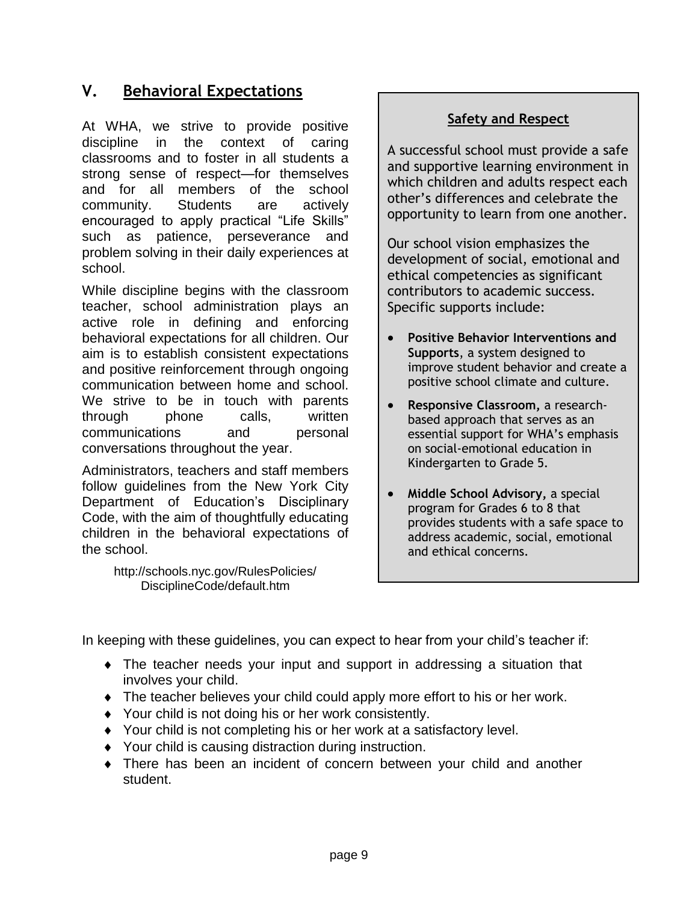## V. Behavioral Expectations

At WHA, we strive to provide positive discipline in the context of caring classrooms and to foster in all students a strong sense of respect—for themselves and for all members of the school community. Students are actively encouraged to apply practical “Life Skills” such as patience, perseverance and problem solving in their daily experiences at school.

While discipline begins with the classroom teacher, school administration plays an active role in defining and enforcing behavioral expectations for all children. Our aim is to establish consistent expectations and positive reinforcement through ongoing communication between home and school. We strive to be in touch with parents through phone calls, written communications and personal conversations throughout the year.

Administrators, teachers and staff members follow guidelines from the New York City Department of Education’s Disciplinary Code, with the aim of thoughtfully educating children in the behavioral expectations of the school.

http://schools.nyc.gov/RulesPolicies/DisciplineCode/default.htm

### Safety and Respect

A successful school must provide a safe and supportive learning environment in which children and adults respect each other’s differences and celebrate the opportunity to learn from one another.

Our school vision emphasizes the development of social, emotional and ethical competencies as significant contributors to academic success. Specific supports include:

- **Positive Behavior Interventions and Supports**, a system designed to improve student behavior and create a positive school climate and culture.
- **Responsive Classroom,** a research-based approach that serves as an essential support for WHA’s emphasis on social-emotional education in Kindergarten to Grade 5.
- **Middle School Advisory,** a special program for Grades 6 to 8 that provides students with a safe space to address academic, social, emotional and ethical concerns.

In keeping with these guidelines, you can expect to hear from your child’s teacher if:

- The teacher needs your input and support in addressing a situation that involves your child.
- The teacher believes your child could apply more effort to his or her work.
- Your child is not doing his or her work consistently.
- Your child is not completing his or her work at a satisfactory level.
- Your child is causing distraction during instruction.
- There has been an incident of concern between your child and another student.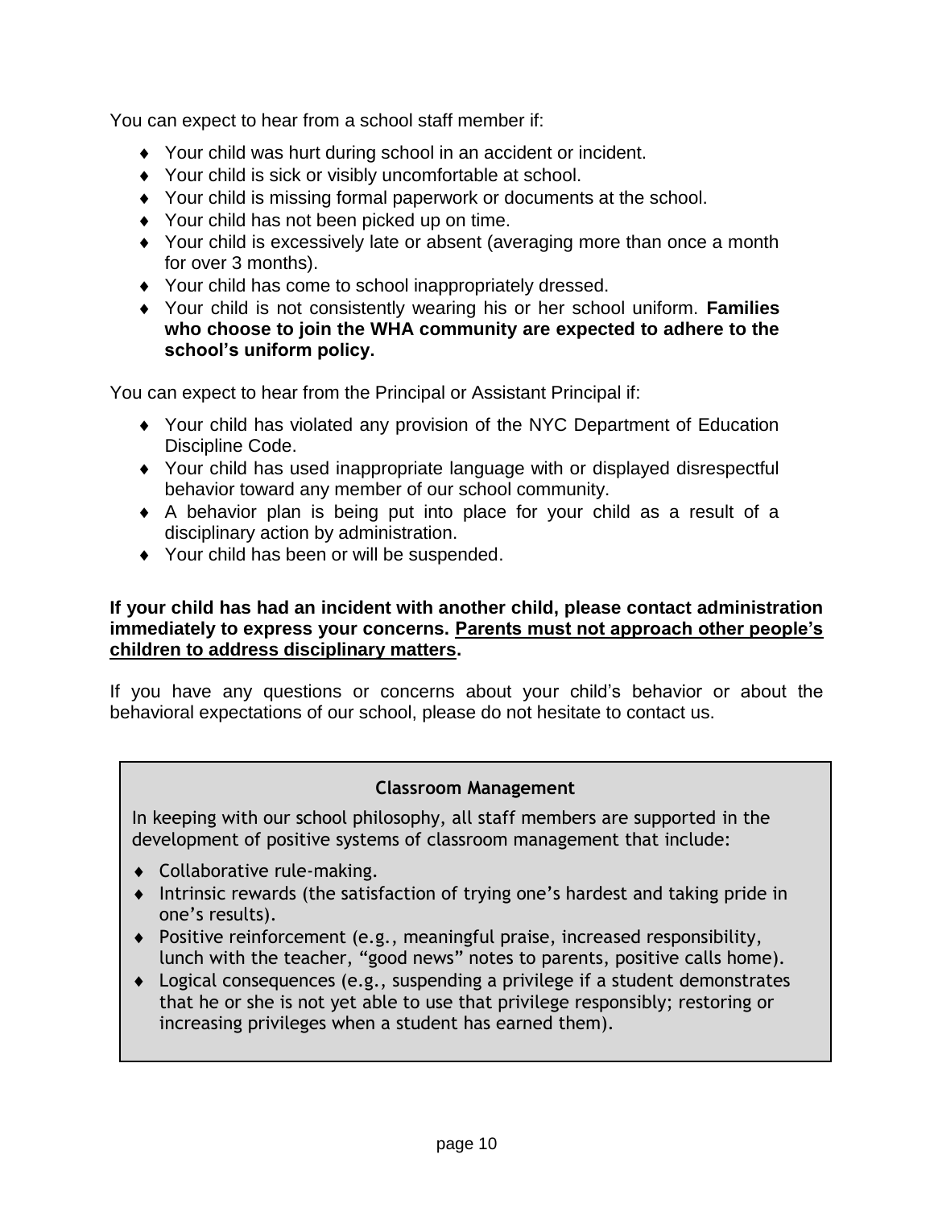You can expect to hear from a school staff member if:

- Your child was hurt during school in an accident or incident.
- Your child is sick or visibly uncomfortable at school.
- Your child is missing formal paperwork or documents at the school.
- Your child has not been picked up on time.
- Your child is excessively late or absent (averaging more than once a month for over 3 months).
- Your child has come to school inappropriately dressed.
- Your child is not consistently wearing his or her school uniform. **Families who choose to join the WHA community are expected to adhere to the school's uniform policy.**

You can expect to hear from the Principal or Assistant Principal if:

- Your child has violated any provision of the NYC Department of Education Discipline Code.
- Your child has used inappropriate language with or displayed disrespectful behavior toward any member of our school community.
- A behavior plan is being put into place for your child as a result of a disciplinary action by administration.
- Your child has been or will be suspended.

**If your child has had an incident with another child, please contact administration immediately to express your concerns. <u>Parents must not approach other people's children to address disciplinary matters</u>.**

If you have any questions or concerns about your child's behavior or about the behavioral expectations of our school, please do not hesitate to contact us.

**Classroom Management**

In keeping with our school philosophy, all staff members are supported in the development of positive systems of classroom management that include:

- Collaborative rule-making.
- Intrinsic rewards (the satisfaction of trying one's hardest and taking pride in one's results).
- Positive reinforcement (e.g., meaningful praise, increased responsibility, lunch with the teacher, "good news" notes to parents, positive calls home).
- Logical consequences (e.g., suspending a privilege if a student demonstrates that he or she is not yet able to use that privilege responsibly; restoring or increasing privileges when a student has earned them).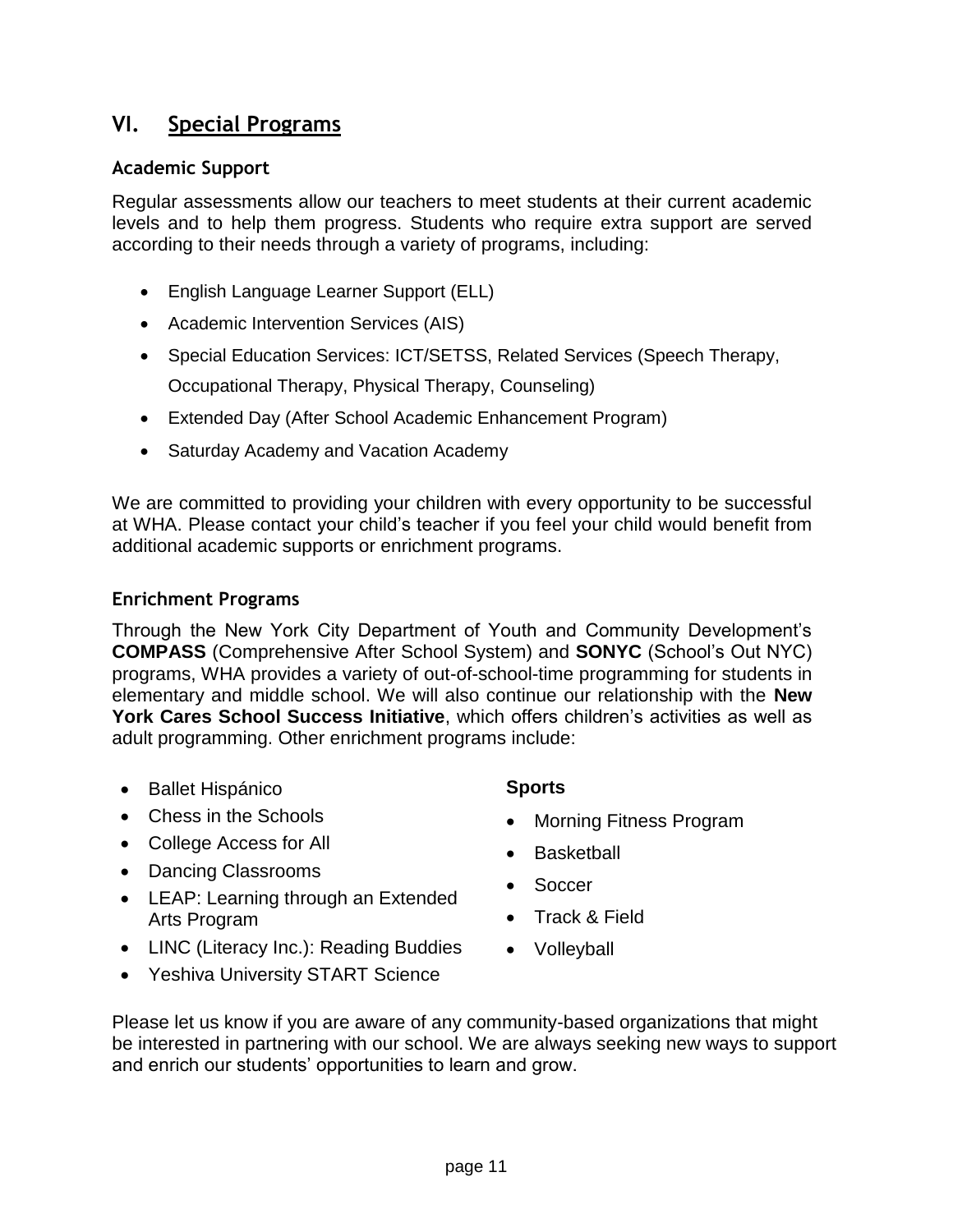## VI. Special Programs

### Academic Support

Regular assessments allow our teachers to meet students at their current academic levels and to help them progress. Students who require extra support are served according to their needs through a variety of programs, including:

- English Language Learner Support (ELL)
- Academic Intervention Services (AIS)
- Special Education Services: ICT/SETSS, Related Services (Speech Therapy, Occupational Therapy, Physical Therapy, Counseling)
- Extended Day (After School Academic Enhancement Program)
- Saturday Academy and Vacation Academy

We are committed to providing your children with every opportunity to be successful at WHA. Please contact your child's teacher if you feel your child would benefit from additional academic supports or enrichment programs.

### Enrichment Programs

Through the New York City Department of Youth and Community Development's **COMPASS** (Comprehensive After School System) and **SONYC** (School's Out NYC) programs, WHA provides a variety of out-of-school-time programming for students in elementary and middle school. We will also continue our relationship with the **New York Cares School Success Initiative**, which offers children's activities as well as adult programming. Other enrichment programs include:

- Ballet Hispánico
- Chess in the Schools
- College Access for All
- Dancing Classrooms
- LEAP: Learning through an Extended Arts Program
- LINC (Literacy Inc.): Reading Buddies
- Yeshiva University START Science

**Sports**

- Morning Fitness Program
- Basketball
- Soccer
- Track & Field
- Volleyball

Please let us know if you are aware of any community-based organizations that might be interested in partnering with our school. We are always seeking new ways to support and enrich our students' opportunities to learn and grow.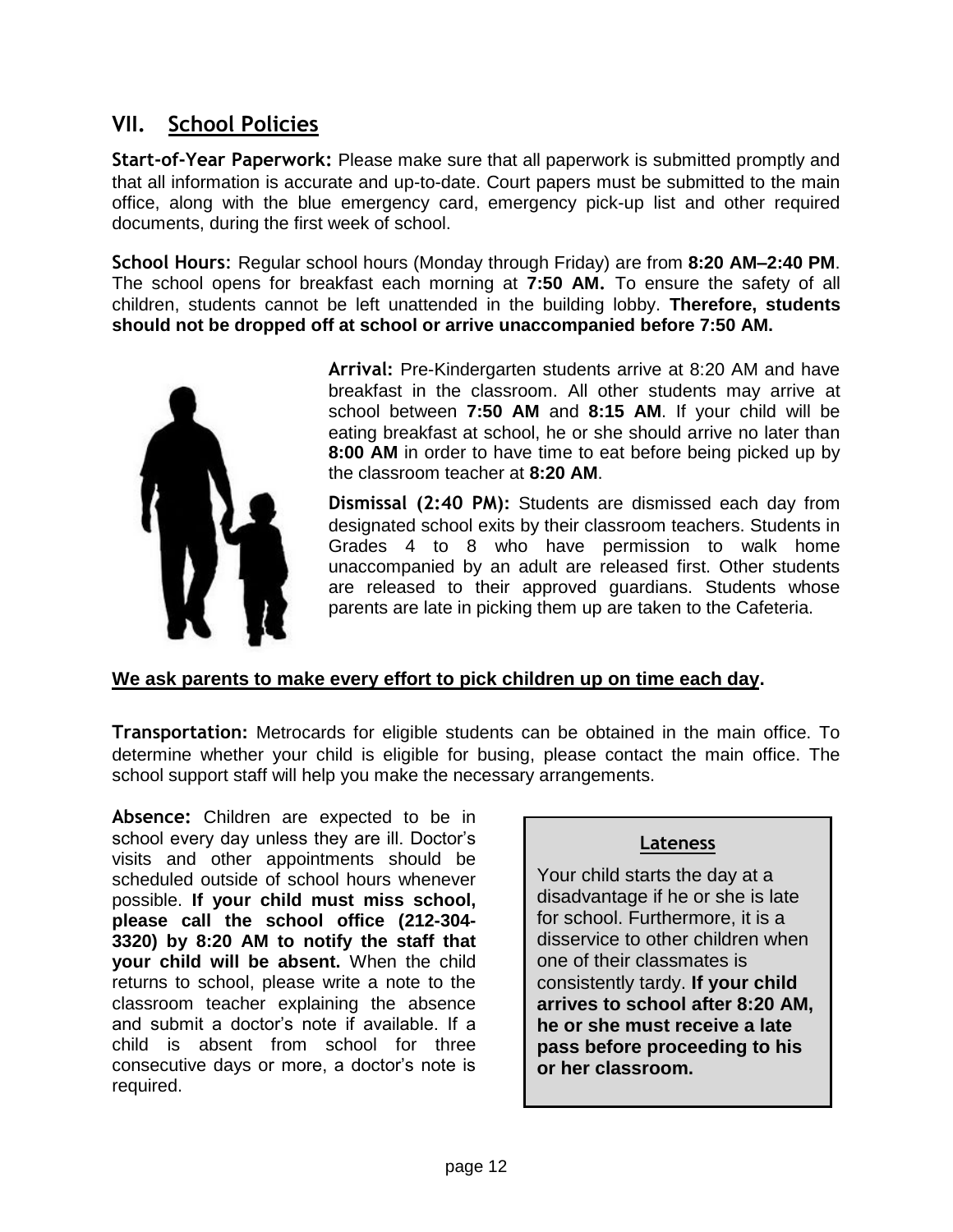## VII. School Policies

**Start-of-Year Paperwork:** Please make sure that all paperwork is submitted promptly and that all information is accurate and up-to-date. Court papers must be submitted to the main office, along with the blue emergency card, emergency pick-up list and other required documents, during the first week of school.

**School Hours:** Regular school hours (Monday through Friday) are from **8:20 AM–2:40 PM**. The school opens for breakfast each morning at **7:50 AM.** To ensure the safety of all children, students cannot be left unattended in the building lobby. **Therefore, students should not be dropped off at school or arrive unaccompanied before 7:50 AM.**

**Arrival:** Pre-Kindergarten students arrive at 8:20 AM and have breakfast in the classroom. All other students may arrive at school between **7:50 AM** and **8:15 AM**. If your child will be eating breakfast at school, he or she should arrive no later than **8:00 AM** in order to have time to eat before being picked up by the classroom teacher at **8:20 AM**.

**Dismissal (2:40 PM):** Students are dismissed each day from designated school exits by their classroom teachers. Students in Grades 4 to 8 who have permission to walk home unaccompanied by an adult are released first. Other students are released to their approved guardians. Students whose parents are late in picking them up are taken to the Cafeteria.

**We ask parents to make every effort to pick children up on time each day.**

**Transportation:** Metrocards for eligible students can be obtained in the main office. To determine whether your child is eligible for busing, please contact the main office. The school support staff will help you make the necessary arrangements.

**Absence:** Children are expected to be in school every day unless they are ill. Doctor's visits and other appointments should be scheduled outside of school hours whenever possible. **If your child must miss school, please call the school office (212-304-3320) by 8:20 AM to notify the staff that your child will be absent.** When the child returns to school, please write a note to the classroom teacher explaining the absence and submit a doctor's note if available. If a child is absent from school for three consecutive days or more, a doctor's note is required.

**Lateness**

Your child starts the day at a disadvantage if he or she is late for school. Furthermore, it is a disservice to other children when one of their classmates is consistently tardy. **If your child arrives to school after 8:20 AM, he or she must receive a late pass before proceeding to his or her classroom.**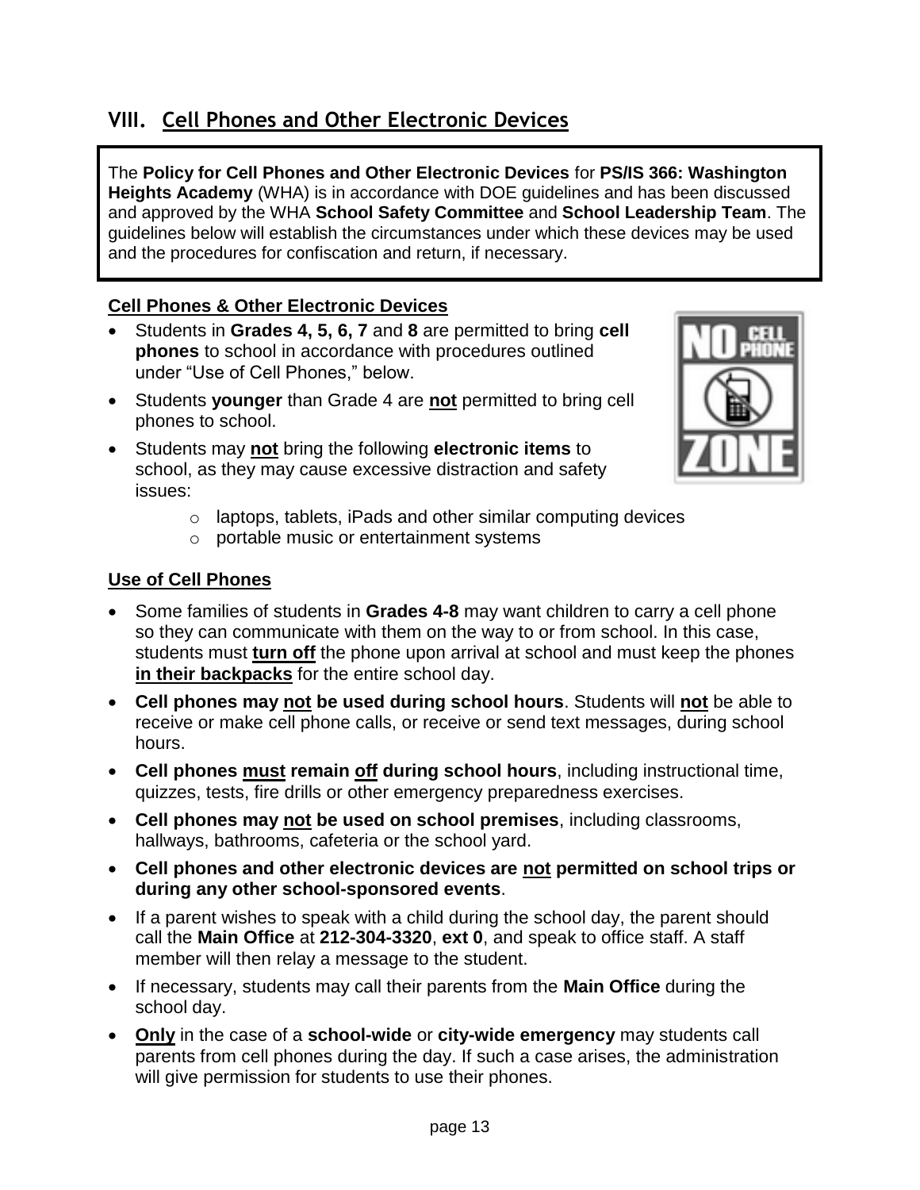## VIII. Cell Phones and Other Electronic Devices

The **Policy for Cell Phones and Other Electronic Devices** for **PS/IS 366: Washington Heights Academy** (WHA) is in accordance with DOE guidelines and has been discussed and approved by the WHA **School Safety Committee** and **School Leadership Team**. The guidelines below will establish the circumstances under which these devices may be used and the procedures for confiscation and return, if necessary.

### Cell Phones & Other Electronic Devices

- Students in **Grades 4, 5, 6, 7** and **8** are permitted to bring **cell phones** to school in accordance with procedures outlined under "Use of Cell Phones," below.
- Students **younger** than Grade 4 are **not** permitted to bring cell phones to school.
- Students may **not** bring the following **electronic items** to school, as they may cause excessive distraction and safety issues:
  - laptops, tablets, iPads and other similar computing devices
  - portable music or entertainment systems

### Use of Cell Phones

- Some families of students in **Grades 4-8** may want children to carry a cell phone so they can communicate with them on the way to or from school. In this case, students must **turn off** the phone upon arrival at school and must keep the phones **in their backpacks** for the entire school day.
- **Cell phones may not be used during school hours**. Students will **not** be able to receive or make cell phone calls, or receive or send text messages, during school hours.
- **Cell phones must remain off during school hours**, including instructional time, quizzes, tests, fire drills or other emergency preparedness exercises.
- **Cell phones may not be used on school premises**, including classrooms, hallways, bathrooms, cafeteria or the school yard.
- **Cell phones and other electronic devices are not permitted on school trips or during any other school-sponsored events**.
- If a parent wishes to speak with a child during the school day, the parent should call the **Main Office** at **212-304-3320**, **ext 0**, and speak to office staff. A staff member will then relay a message to the student.
- If necessary, students may call their parents from the **Main Office** during the school day.
- **Only** in the case of a **school-wide** or **city-wide emergency** may students call parents from cell phones during the day. If such a case arises, the administration will give permission for students to use their phones.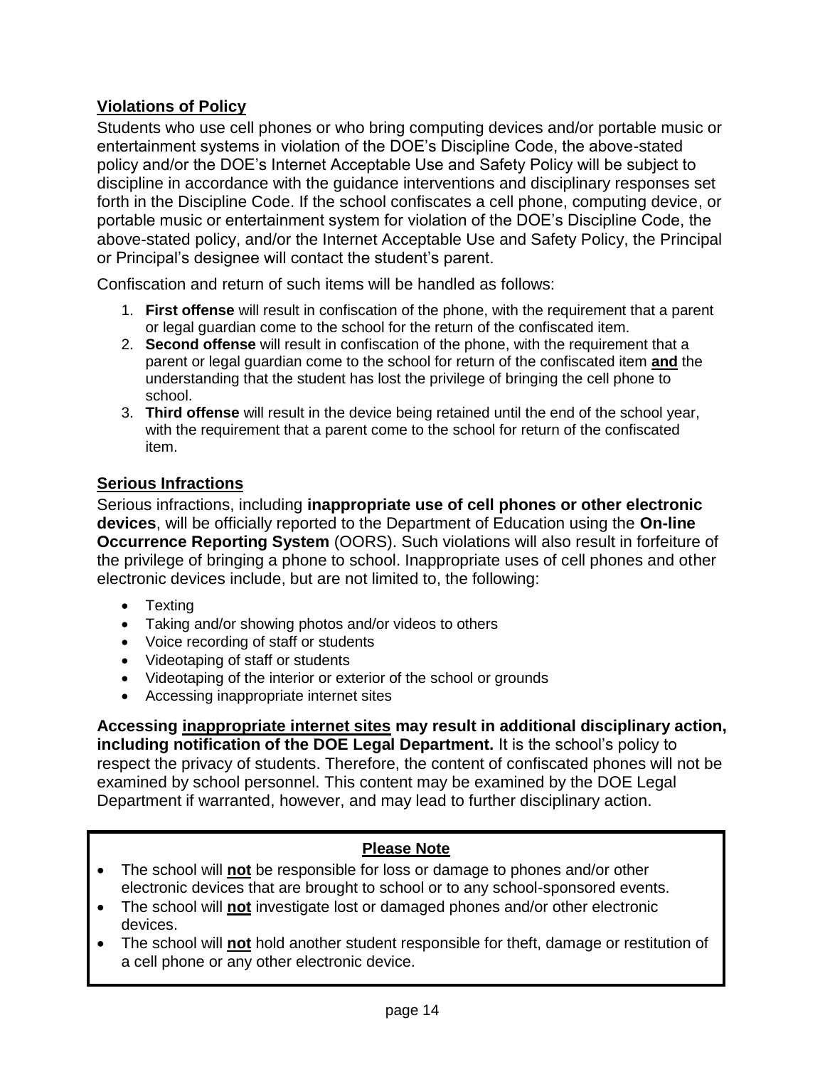## Violations of Policy

Students who use cell phones or who bring computing devices and/or portable music or entertainment systems in violation of the DOE's Discipline Code, the above-stated policy and/or the DOE's Internet Acceptable Use and Safety Policy will be subject to discipline in accordance with the guidance interventions and disciplinary responses set forth in the Discipline Code. If the school confiscates a cell phone, computing device, or portable music or entertainment system for violation of the DOE's Discipline Code, the above-stated policy, and/or the Internet Acceptable Use and Safety Policy, the Principal or Principal's designee will contact the student's parent.

Confiscation and return of such items will be handled as follows:

1. **First offense** will result in confiscation of the phone, with the requirement that a parent or legal guardian come to the school for the return of the confiscated item.
2. **Second offense** will result in confiscation of the phone, with the requirement that a parent or legal guardian come to the school for return of the confiscated item **and** the understanding that the student has lost the privilege of bringing the cell phone to school.
3. **Third offense** will result in the device being retained until the end of the school year, with the requirement that a parent come to the school for return of the confiscated item.

## Serious Infractions

Serious infractions, including **inappropriate use of cell phones or other electronic devices**, will be officially reported to the Department of Education using the **On-line Occurrence Reporting System** (OORS). Such violations will also result in forfeiture of the privilege of bringing a phone to school. Inappropriate uses of cell phones and other electronic devices include, but are not limited to, the following:

- Texting
- Taking and/or showing photos and/or videos to others
- Voice recording of staff or students
- Videotaping of staff or students
- Videotaping of the interior or exterior of the school or grounds
- Accessing inappropriate internet sites

**Accessing inappropriate internet sites may result in additional disciplinary action, including notification of the DOE Legal Department.** It is the school's policy to respect the privacy of students. Therefore, the content of confiscated phones will not be examined by school personnel. This content may be examined by the DOE Legal Department if warranted, however, and may lead to further disciplinary action.

**Please Note**

- The school will **not** be responsible for loss or damage to phones and/or other electronic devices that are brought to school or to any school-sponsored events.
- The school will **not** investigate lost or damaged phones and/or other electronic devices.
- The school will **not** hold another student responsible for theft, damage or restitution of a cell phone or any other electronic device.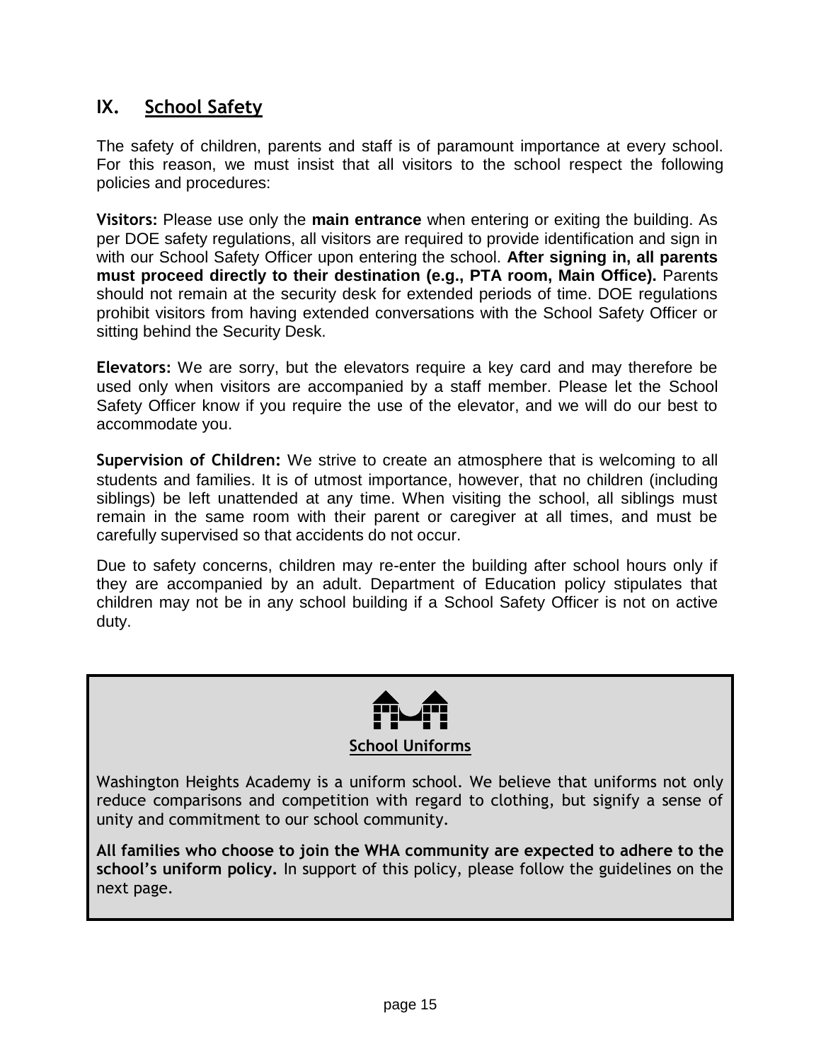## IX. School Safety

The safety of children, parents and staff is of paramount importance at every school. For this reason, we must insist that all visitors to the school respect the following policies and procedures:

**Visitors:** Please use only the **main entrance** when entering or exiting the building. As per DOE safety regulations, all visitors are required to provide identification and sign in with our School Safety Officer upon entering the school. **After signing in, all parents must proceed directly to their destination (e.g., PTA room, Main Office).** Parents should not remain at the security desk for extended periods of time. DOE regulations prohibit visitors from having extended conversations with the School Safety Officer or sitting behind the Security Desk.

**Elevators:** We are sorry, but the elevators require a key card and may therefore be used only when visitors are accompanied by a staff member. Please let the School Safety Officer know if you require the use of the elevator, and we will do our best to accommodate you.

**Supervision of Children:** We strive to create an atmosphere that is welcoming to all students and families. It is of utmost importance, however, that no children (including siblings) be left unattended at any time. When visiting the school, all siblings must remain in the same room with their parent or caregiver at all times, and must be carefully supervised so that accidents do not occur.

Due to safety concerns, children may re-enter the building after school hours only if they are accompanied by an adult. Department of Education policy stipulates that children may not be in any school building if a School Safety Officer is not on active duty.

### School Uniforms

Washington Heights Academy is a uniform school. We believe that uniforms not only reduce comparisons and competition with regard to clothing, but signify a sense of unity and commitment to our school community.

**All families who choose to join the WHA community are expected to adhere to the school's uniform policy.** In support of this policy, please follow the guidelines on the next page.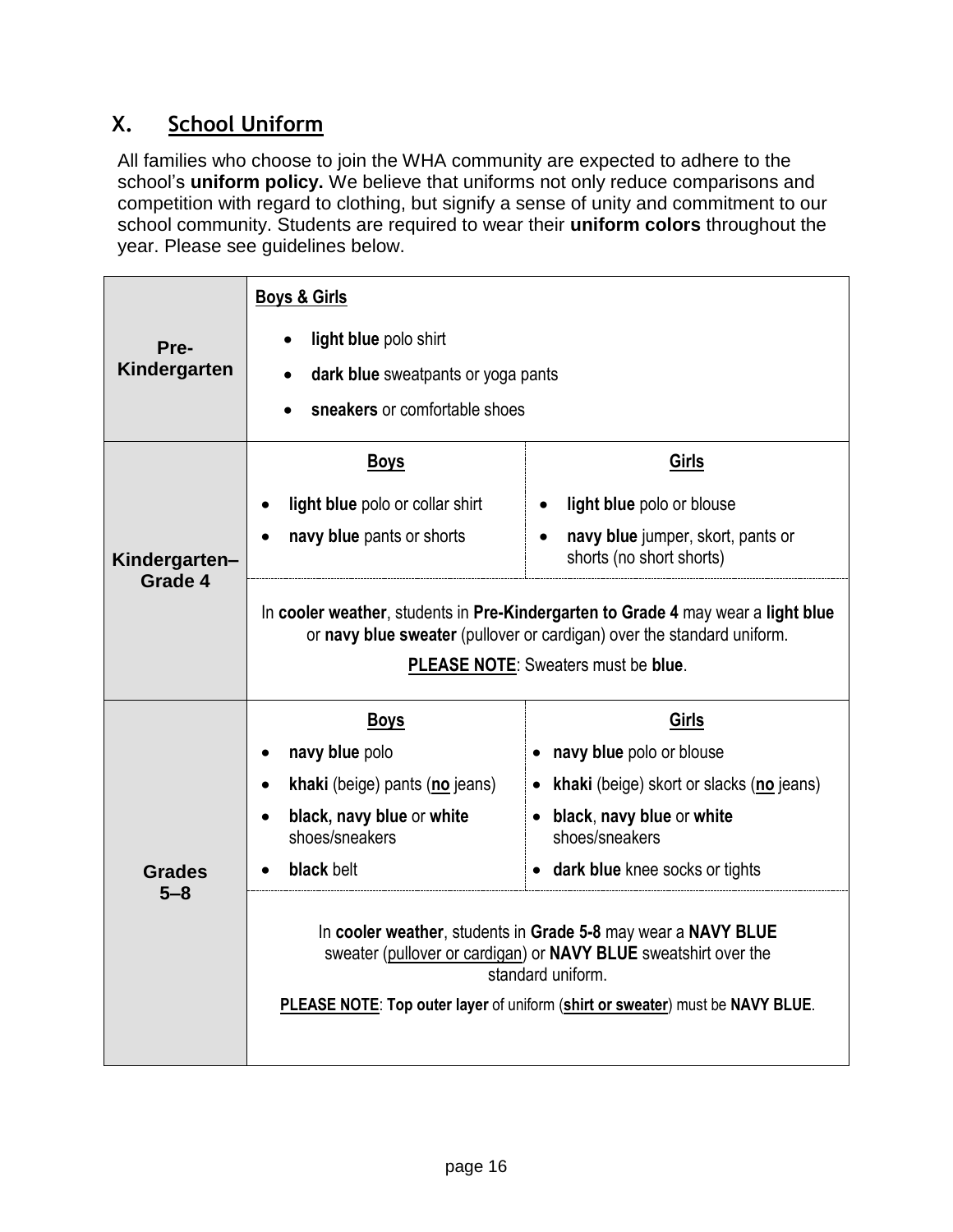## X. School Uniform

All families who choose to join the WHA community are expected to adhere to the school's **uniform policy.** We believe that uniforms not only reduce comparisons and competition with regard to clothing, but signify a sense of unity and commitment to our school community. Students are required to wear their **uniform colors** throughout the year. Please see guidelines below.

| Grade | Boys | Girls |
|---|---|---|
| **Pre-Kindergarten** | **Boys & Girls**<br>• **light blue** polo shirt<br>• **dark blue** sweatpants or yoga pants<br>• **sneakers** or comfortable shoes | |
| **Kindergarten–Grade 4** | **Boys**<br>• **light blue** polo or collar shirt<br>• **navy blue** pants or shorts | **Girls**<br>• **light blue** polo or blouse<br>• **navy blue** jumper, skort, pants or shorts (no short shorts) |
| | In **cooler weather**, students in **Pre-Kindergarten to Grade 4** may wear a **light blue** or **navy blue sweater** (pullover or cardigan) over the standard uniform.<br>**PLEASE NOTE**: Sweaters must be **blue**. | |
| **Grades 5–8** | **Boys**<br>• **navy blue** polo<br>• **khaki** (beige) pants (**no** jeans)<br>• **black, navy blue** or **white** shoes/sneakers<br>• **black** belt | **Girls**<br>• **navy blue** polo or blouse<br>• **khaki** (beige) skort or slacks (**no** jeans)<br>• **black**, **navy blue** or **white** shoes/sneakers<br>• **dark blue** knee socks or tights |
| | In **cooler weather**, students in **Grade 5-8** may wear a **NAVY BLUE** sweater (pullover or cardigan) or **NAVY BLUE** sweatshirt over the standard uniform.<br>**PLEASE NOTE**: **Top outer layer** of uniform (**shirt or sweater**) must be **NAVY BLUE**. | |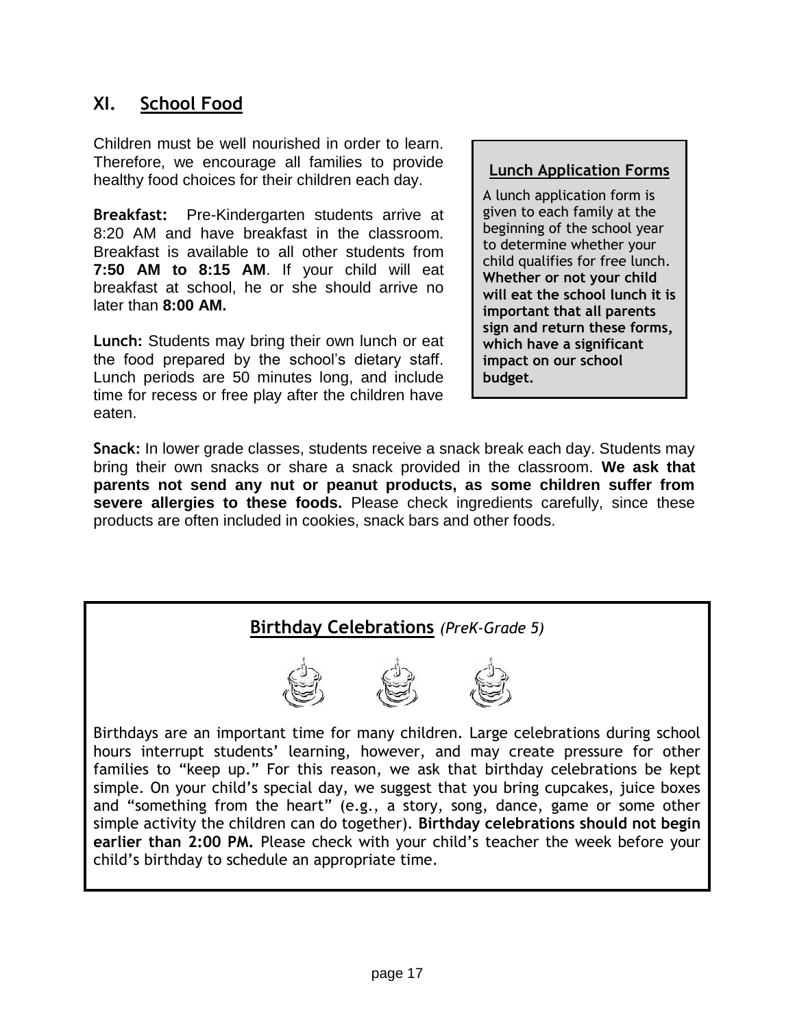## XI. School Food

Children must be well nourished in order to learn. Therefore, we encourage all families to provide healthy food choices for their children each day.

**Breakfast:** Pre-Kindergarten students arrive at 8:20 AM and have breakfast in the classroom. Breakfast is available to all other students from **7:50 AM to 8:15 AM**. If your child will eat breakfast at school, he or she should arrive no later than **8:00 AM.**

**Lunch:** Students may bring their own lunch or eat the food prepared by the school's dietary staff. Lunch periods are 50 minutes long, and include time for recess or free play after the children have eaten.

**Lunch Application Forms**

A lunch application form is given to each family at the beginning of the school year to determine whether your child qualifies for free lunch. **Whether or not your child will eat the school lunch it is important that all parents sign and return these forms, which have a significant impact on our school budget.**

**Snack:** In lower grade classes, students receive a snack break each day. Students may bring their own snacks or share a snack provided in the classroom. **We ask that parents not send any nut or peanut products, as some children suffer from severe allergies to these foods.** Please check ingredients carefully, since these products are often included in cookies, snack bars and other foods.

**Birthday Celebrations** *(PreK-Grade 5)*

Birthdays are an important time for many children. Large celebrations during school hours interrupt students' learning, however, and may create pressure for other families to "keep up." For this reason, we ask that birthday celebrations be kept simple. On your child's special day, we suggest that you bring cupcakes, juice boxes and "something from the heart" (e.g., a story, song, dance, game or some other simple activity the children can do together). **Birthday celebrations should not begin earlier than 2:00 PM.** Please check with your child's teacher the week before your child's birthday to schedule an appropriate time.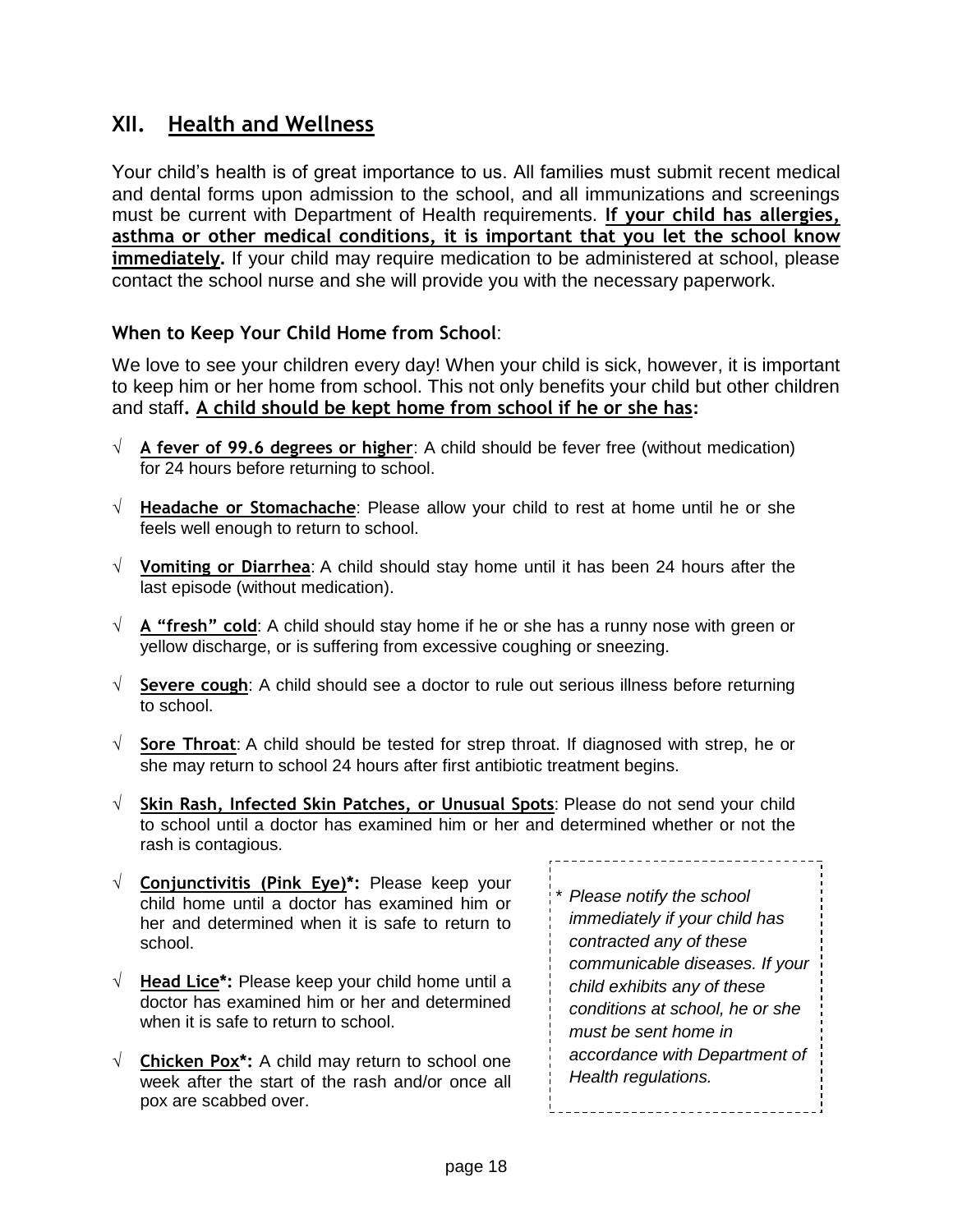## XII. Health and Wellness

Your child's health is of great importance to us. All families must submit recent medical and dental forms upon admission to the school, and all immunizations and screenings must be current with Department of Health requirements. **If your child has allergies, asthma or other medical conditions, it is important that you let the school know immediately.** If your child may require medication to be administered at school, please contact the school nurse and she will provide you with the necessary paperwork.

**When to Keep Your Child Home from School**:

We love to see your children every day! When your child is sick, however, it is important to keep him or her home from school. This not only benefits your child but other children and staff**. A child should be kept home from school if he or she has:**

- √ **A fever of 99.6 degrees or higher**: A child should be fever free (without medication) for 24 hours before returning to school.
- √ **Headache or Stomachache**: Please allow your child to rest at home until he or she feels well enough to return to school.
- √ **Vomiting or Diarrhea**: A child should stay home until it has been 24 hours after the last episode (without medication).
- √ **A "fresh" cold**: A child should stay home if he or she has a runny nose with green or yellow discharge, or is suffering from excessive coughing or sneezing.
- √ **Severe cough**: A child should see a doctor to rule out serious illness before returning to school.
- √ **Sore Throat**: A child should be tested for strep throat. If diagnosed with strep, he or she may return to school 24 hours after first antibiotic treatment begins.
- √ **Skin Rash, Infected Skin Patches, or Unusual Spots**: Please do not send your child to school until a doctor has examined him or her and determined whether or not the rash is contagious.
- √ **Conjunctivitis (Pink Eye)*:** Please keep your child home until a doctor has examined him or her and determined when it is safe to return to school.
- √ **Head Lice*:** Please keep your child home until a doctor has examined him or her and determined when it is safe to return to school.
- √ **Chicken Pox*:** A child may return to school one week after the start of the rash and/or once all pox are scabbed over.

\* *Please notify the school immediately if your child has contracted any of these communicable diseases. If your child exhibits any of these conditions at school, he or she must be sent home in accordance with Department of Health regulations.*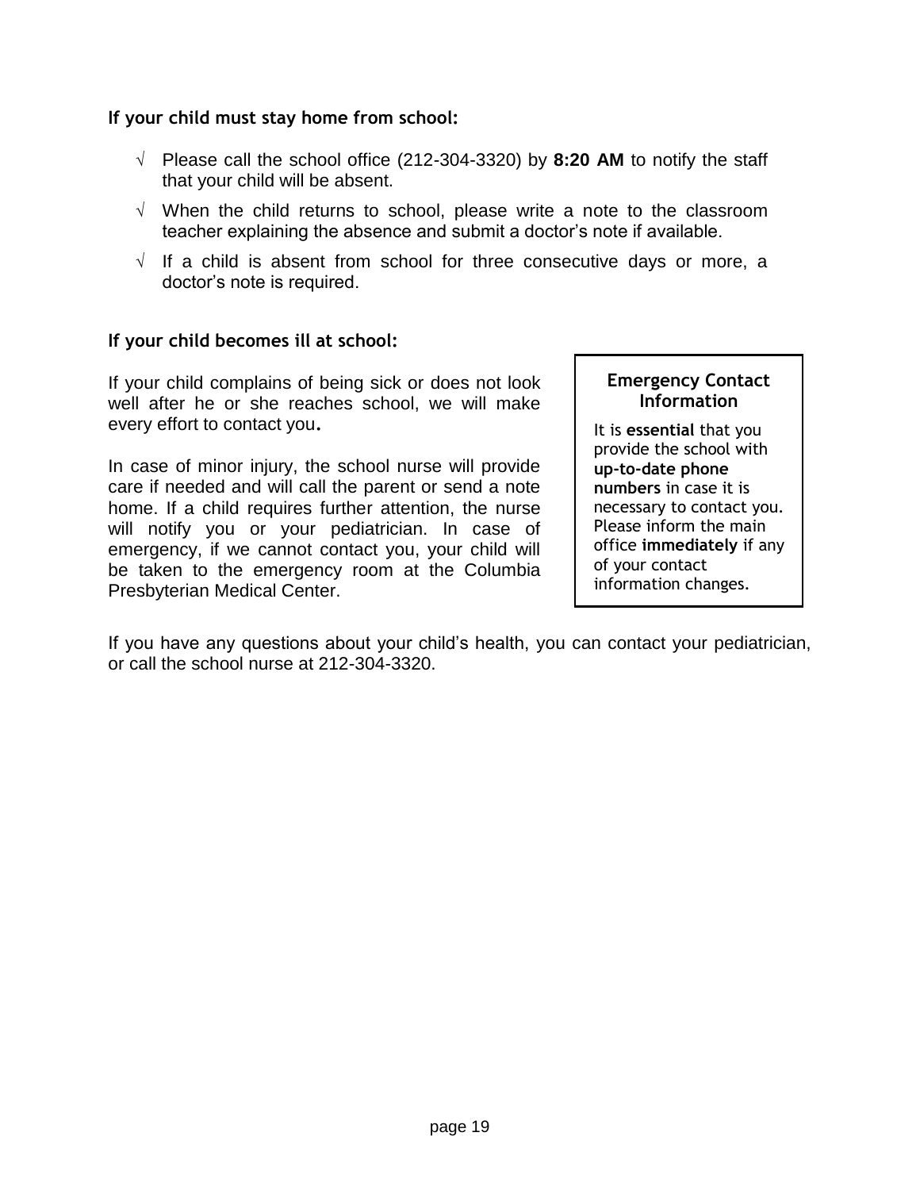**If your child must stay home from school:**

- √ Please call the school office (212-304-3320) by **8:20 AM** to notify the staff that your child will be absent.
- √ When the child returns to school, please write a note to the classroom teacher explaining the absence and submit a doctor's note if available.
- √ If a child is absent from school for three consecutive days or more, a doctor's note is required.

**If your child becomes ill at school:**

If your child complains of being sick or does not look well after he or she reaches school, we will make every effort to contact you.

In case of minor injury, the school nurse will provide care if needed and will call the parent or send a note home. If a child requires further attention, the nurse will notify you or your pediatrician. In case of emergency, if we cannot contact you, your child will be taken to the emergency room at the Columbia Presbyterian Medical Center.

> **Emergency Contact Information**
>
> It is **essential** that you provide the school with **up-to-date phone numbers** in case it is necessary to contact you. Please inform the main office **immediately** if any of your contact information changes.

If you have any questions about your child's health, you can contact your pediatrician, or call the school nurse at 212-304-3320.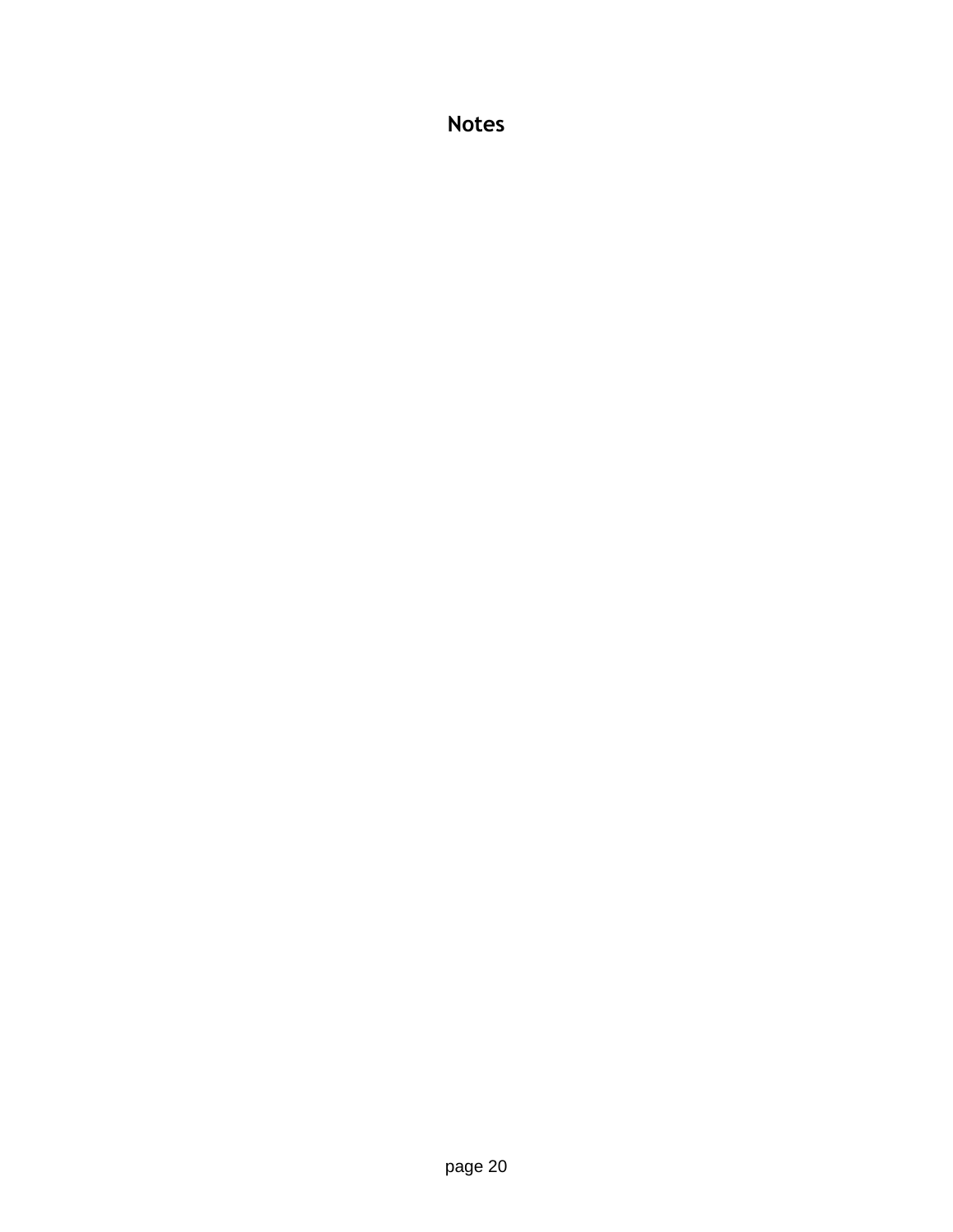# Notes